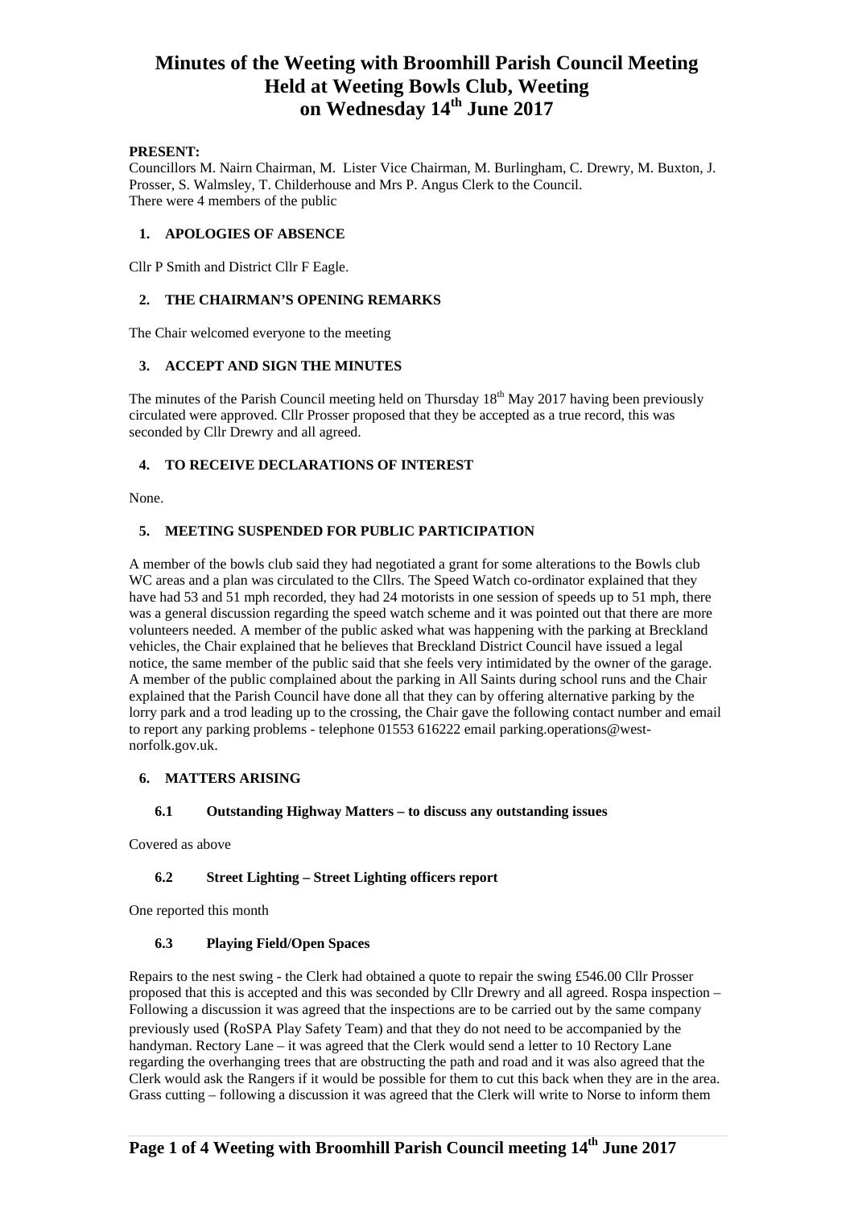# Minutes of the Weeting with Broomhill Parish Council Meeting Held at Weeting Bowls Club, Weeting on Wednesday 14th June 2017

**PRESENT:**
Councillors M. Nairn Chairman, M. Lister Vice Chairman, M. Burlingham, C. Drewry, M. Buxton, J. Prosser, S. Walmsley, T. Childerhouse and Mrs P. Angus Clerk to the Council.
There were 4 members of the public

## 1. APOLOGIES OF ABSENCE

Cllr P Smith and District Cllr F Eagle.

## 2. THE CHAIRMAN'S OPENING REMARKS

The Chair welcomed everyone to the meeting

## 3. ACCEPT AND SIGN THE MINUTES

The minutes of the Parish Council meeting held on Thursday 18th May 2017 having been previously circulated were approved. Cllr Prosser proposed that they be accepted as a true record, this was seconded by Cllr Drewry and all agreed.

## 4. TO RECEIVE DECLARATIONS OF INTEREST

None.

## 5. MEETING SUSPENDED FOR PUBLIC PARTICIPATION

A member of the bowls club said they had negotiated a grant for some alterations to the Bowls club WC areas and a plan was circulated to the Cllrs. The Speed Watch co-ordinator explained that they have had 53 and 51 mph recorded, they had 24 motorists in one session of speeds up to 51 mph, there was a general discussion regarding the speed watch scheme and it was pointed out that there are more volunteers needed. A member of the public asked what was happening with the parking at Breckland vehicles, the Chair explained that he believes that Breckland District Council have issued a legal notice, the same member of the public said that she feels very intimidated by the owner of the garage. A member of the public complained about the parking in All Saints during school runs and the Chair explained that the Parish Council have done all that they can by offering alternative parking by the lorry park and a trod leading up to the crossing, the Chair gave the following contact number and email to report any parking problems - telephone 01553 616222 email parking.operations@west-norfolk.gov.uk.

## 6. MATTERS ARISING

### 6.1 Outstanding Highway Matters – to discuss any outstanding issues

Covered as above

### 6.2 Street Lighting – Street Lighting officers report

One reported this month

### 6.3 Playing Field/Open Spaces

Repairs to the nest swing - the Clerk had obtained a quote to repair the swing £546.00 Cllr Prosser proposed that this is accepted and this was seconded by Cllr Drewry and all agreed. Rospa inspection – Following a discussion it was agreed that the inspections are to be carried out by the same company previously used (RoSPA Play Safety Team) and that they do not need to be accompanied by the handyman. Rectory Lane – it was agreed that the Clerk would send a letter to 10 Rectory Lane regarding the overhanging trees that are obstructing the path and road and it was also agreed that the Clerk would ask the Rangers if it would be possible for them to cut this back when they are in the area. Grass cutting – following a discussion it was agreed that the Clerk will write to Norse to inform them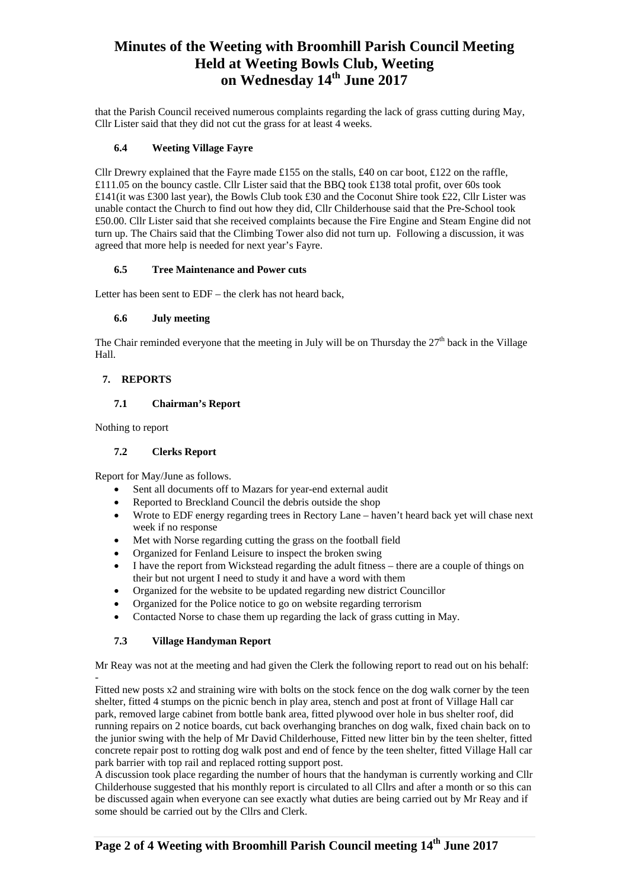# Minutes of the Weeting with Broomhill Parish Council Meeting Held at Weeting Bowls Club, Weeting on Wednesday 14th June 2017

that the Parish Council received numerous complaints regarding the lack of grass cutting during May, Cllr Lister said that they did not cut the grass for at least 4 weeks.

### 6.4 Weeting Village Fayre

Cllr Drewry explained that the Fayre made £155 on the stalls, £40 on car boot, £122 on the raffle, £111.05 on the bouncy castle. Cllr Lister said that the BBQ took £138 total profit, over 60s took £141(it was £300 last year), the Bowls Club took £30 and the Coconut Shire took £22, Cllr Lister was unable contact the Church to find out how they did, Cllr Childerhouse said that the Pre-School took £50.00. Cllr Lister said that she received complaints because the Fire Engine and Steam Engine did not turn up. The Chairs said that the Climbing Tower also did not turn up. Following a discussion, it was agreed that more help is needed for next year's Fayre.

### 6.5 Tree Maintenance and Power cuts

Letter has been sent to EDF – the clerk has not heard back,

### 6.6 July meeting

The Chair reminded everyone that the meeting in July will be on Thursday the 27th back in the Village Hall.

## 7. REPORTS

### 7.1 Chairman's Report

Nothing to report

### 7.2 Clerks Report

Report for May/June as follows.

- Sent all documents off to Mazars for year-end external audit
- Reported to Breckland Council the debris outside the shop
- Wrote to EDF energy regarding trees in Rectory Lane – haven't heard back yet will chase next week if no response
- Met with Norse regarding cutting the grass on the football field
- Organized for Fenland Leisure to inspect the broken swing
- I have the report from Wickstead regarding the adult fitness – there are a couple of things on their but not urgent I need to study it and have a word with them
- Organized for the website to be updated regarding new district Councillor
- Organized for the Police notice to go on website regarding terrorism
- Contacted Norse to chase them up regarding the lack of grass cutting in May.

### 7.3 Village Handyman Report

Mr Reay was not at the meeting and had given the Clerk the following report to read out on his behalf: -

Fitted new posts x2 and straining wire with bolts on the stock fence on the dog walk corner by the teen shelter, fitted 4 stumps on the picnic bench in play area, stench and post at front of Village Hall car park, removed large cabinet from bottle bank area, fitted plywood over hole in bus shelter roof, did running repairs on 2 notice boards, cut back overhanging branches on dog walk, fixed chain back on to the junior swing with the help of Mr David Childerhouse, Fitted new litter bin by the teen shelter, fitted concrete repair post to rotting dog walk post and end of fence by the teen shelter, fitted Village Hall car park barrier with top rail and replaced rotting support post.

A discussion took place regarding the number of hours that the handyman is currently working and Cllr Childerhouse suggested that his monthly report is circulated to all Cllrs and after a month or so this can be discussed again when everyone can see exactly what duties are being carried out by Mr Reay and if some should be carried out by the Cllrs and Clerk.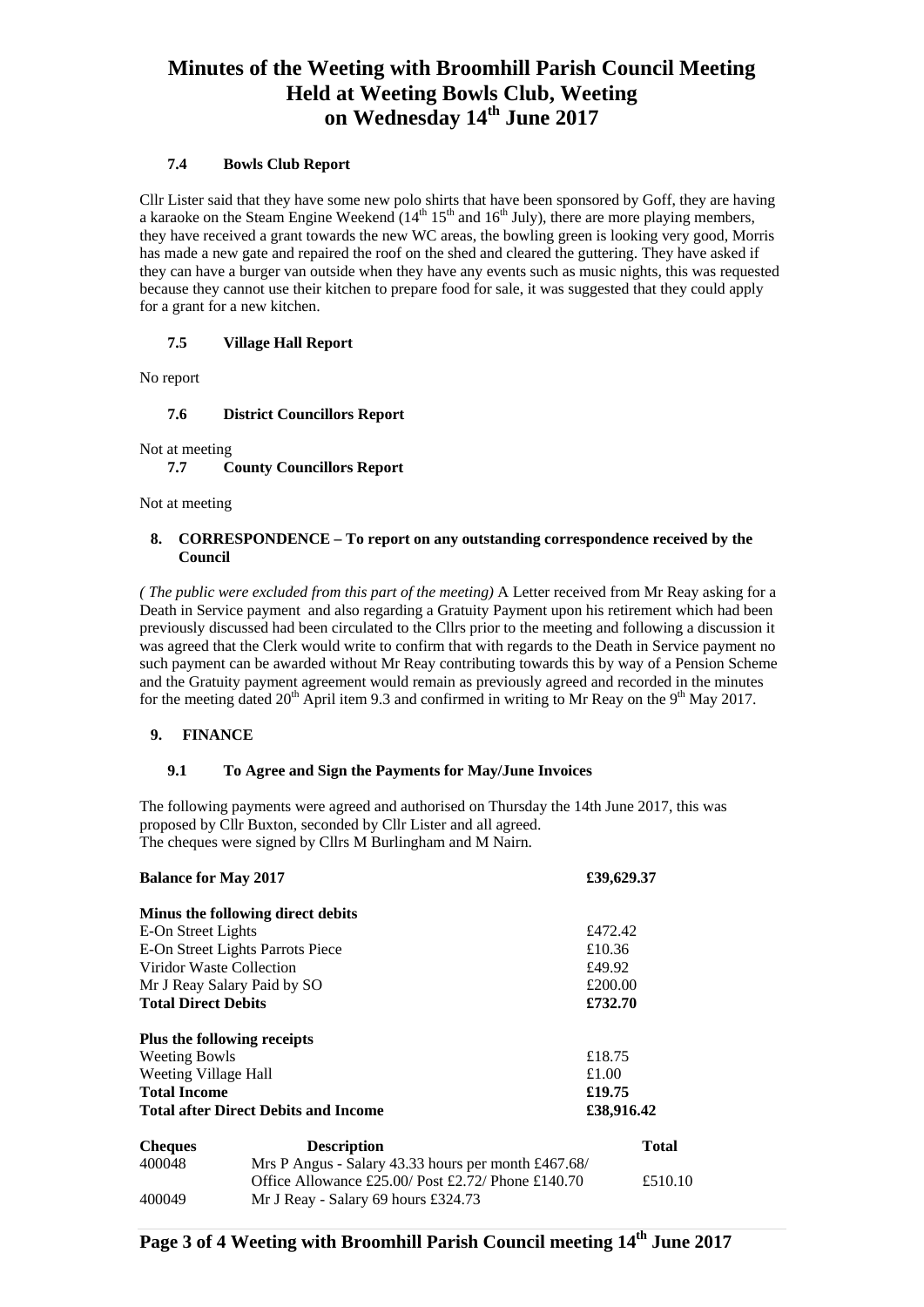# Minutes of the Weeting with Broomhill Parish Council Meeting Held at Weeting Bowls Club, Weeting on Wednesday 14th June 2017

### 7.4 Bowls Club Report

Cllr Lister said that they have some new polo shirts that have been sponsored by Goff, they are having a karaoke on the Steam Engine Weekend (14th 15th and 16th July), there are more playing members, they have received a grant towards the new WC areas, the bowling green is looking very good, Morris has made a new gate and repaired the roof on the shed and cleared the guttering. They have asked if they can have a burger van outside when they have any events such as music nights, this was requested because they cannot use their kitchen to prepare food for sale, it was suggested that they could apply for a grant for a new kitchen.

### 7.5 Village Hall Report

No report

### 7.6 District Councillors Report

Not at meeting

### 7.7 County Councillors Report

Not at meeting

## 8. CORRESPONDENCE – To report on any outstanding correspondence received by the Council

*( The public were excluded from this part of the meeting)* A Letter received from Mr Reay asking for a Death in Service payment and also regarding a Gratuity Payment upon his retirement which had been previously discussed had been circulated to the Cllrs prior to the meeting and following a discussion it was agreed that the Clerk would write to confirm that with regards to the Death in Service payment no such payment can be awarded without Mr Reay contributing towards this by way of a Pension Scheme and the Gratuity payment agreement would remain as previously agreed and recorded in the minutes for the meeting dated 20th April item 9.3 and confirmed in writing to Mr Reay on the 9th May 2017.

## 9. FINANCE

### 9.1 To Agree and Sign the Payments for May/June Invoices

The following payments were agreed and authorised on Thursday the 14th June 2017, this was proposed by Cllr Buxton, seconded by Cllr Lister and all agreed.
The cheques were signed by Cllrs M Burlingham and M Nairn.

| | |
|---|---|
| **Balance for May 2017** | **£39,629.37** |
| **Minus the following direct debits** | |
| E-On Street Lights | £472.42 |
| E-On Street Lights Parrots Piece | £10.36 |
| Viridor Waste Collection | £49.92 |
| Mr J Reay Salary Paid by SO | £200.00 |
| **Total Direct Debits** | **£732.70** |
| **Plus the following receipts** | |
| Weeting Bowls | £18.75 |
| Weeting Village Hall | £1.00 |
| **Total Income** | **£19.75** |
| **Total after Direct Debits and Income** | **£38,916.42** |

| Cheques | Description | Total |
|---|---|---|
| 400048 | Mrs P Angus - Salary 43.33 hours per month £467.68/ Office Allowance £25.00/ Post £2.72/ Phone £140.70 | £510.10 |
| 400049 | Mr J Reay - Salary 69 hours £324.73 | |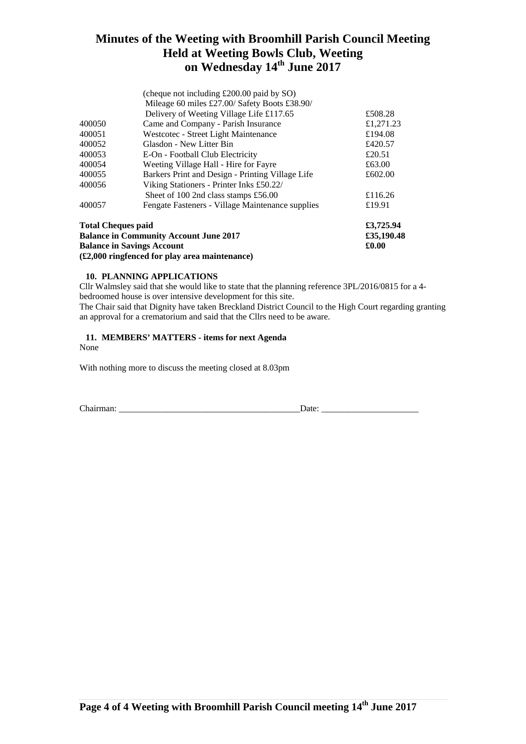# Minutes of the Weeting with Broomhill Parish Council Meeting
## Held at Weeting Bowls Club, Weeting
## on Wednesday 14th June 2017

| | | |
|---|---|---|
| | (cheque not including £200.00 paid by SO) Mileage 60 miles £27.00/ Safety Boots £38.90/ Delivery of Weeting Village Life £117.65 | £508.28 |
| 400050 | Came and Company - Parish Insurance | £1,271.23 |
| 400051 | Westcotec - Street Light Maintenance | £194.08 |
| 400052 | Glasdon - New Litter Bin | £420.57 |
| 400053 | E-On - Football Club Electricity | £20.51 |
| 400054 | Weeting Village Hall - Hire for Fayre | £63.00 |
| 400055 | Barkers Print and Design - Printing Village Life | £602.00 |
| 400056 | Viking Stationers - Printer Inks £50.22/ Sheet of 100 2nd class stamps £56.00 | £116.26 |
| 400057 | Fengate Fasteners - Village Maintenance supplies | £19.91 |
| **Total Cheques paid** | | **£3,725.94** |
| **Balance in Community Account June 2017** | | **£35,190.48** |
| **Balance in Savings Account** | | **£0.00** |
| **(£2,000 ringfenced for play area maintenance)** | | |

**10. PLANNING APPLICATIONS**

Cllr Walmsley said that she would like to state that the planning reference 3PL/2016/0815 for a 4-bedroomed house is over intensive development for this site.

The Chair said that Dignity have taken Breckland District Council to the High Court regarding granting an approval for a crematorium and said that the Cllrs need to be aware.

**11. MEMBERS' MATTERS - items for next Agenda**

None

With nothing more to discuss the meeting closed at 8.03pm

Chairman: ________________________________________Date: ______________________